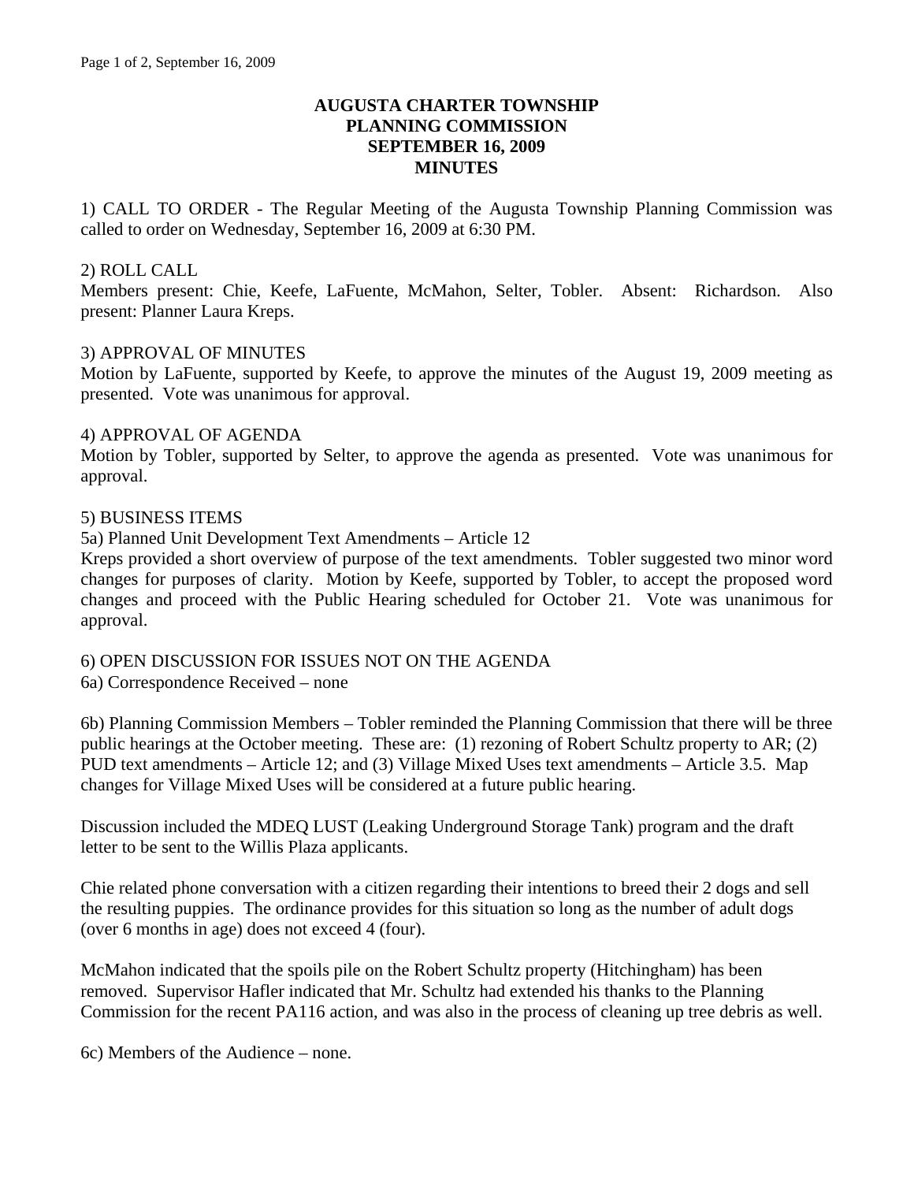# AUGUSTA CHARTER TOWNSHIP
# PLANNING COMMISSION
# SEPTEMBER 16, 2009
# MINUTES

1) CALL TO ORDER - The Regular Meeting of the Augusta Township Planning Commission was called to order on Wednesday, September 16, 2009 at 6:30 PM.

2) ROLL CALL
Members present: Chie, Keefe, LaFuente, McMahon, Selter, Tobler. Absent: Richardson. Also present: Planner Laura Kreps.

3) APPROVAL OF MINUTES
Motion by LaFuente, supported by Keefe, to approve the minutes of the August 19, 2009 meeting as presented. Vote was unanimous for approval.

4) APPROVAL OF AGENDA
Motion by Tobler, supported by Selter, to approve the agenda as presented. Vote was unanimous for approval.

5) BUSINESS ITEMS
5a) Planned Unit Development Text Amendments – Article 12
Kreps provided a short overview of purpose of the text amendments. Tobler suggested two minor word changes for purposes of clarity. Motion by Keefe, supported by Tobler, to accept the proposed word changes and proceed with the Public Hearing scheduled for October 21. Vote was unanimous for approval.

6) OPEN DISCUSSION FOR ISSUES NOT ON THE AGENDA
6a) Correspondence Received – none

6b) Planning Commission Members – Tobler reminded the Planning Commission that there will be three public hearings at the October meeting. These are: (1) rezoning of Robert Schultz property to AR; (2) PUD text amendments – Article 12; and (3) Village Mixed Uses text amendments – Article 3.5. Map changes for Village Mixed Uses will be considered at a future public hearing.

Discussion included the MDEQ LUST (Leaking Underground Storage Tank) program and the draft letter to be sent to the Willis Plaza applicants.

Chie related phone conversation with a citizen regarding their intentions to breed their 2 dogs and sell the resulting puppies. The ordinance provides for this situation so long as the number of adult dogs (over 6 months in age) does not exceed 4 (four).

McMahon indicated that the spoils pile on the Robert Schultz property (Hitchingham) has been removed. Supervisor Hafler indicated that Mr. Schultz had extended his thanks to the Planning Commission for the recent PA116 action, and was also in the process of cleaning up tree debris as well.

6c) Members of the Audience – none.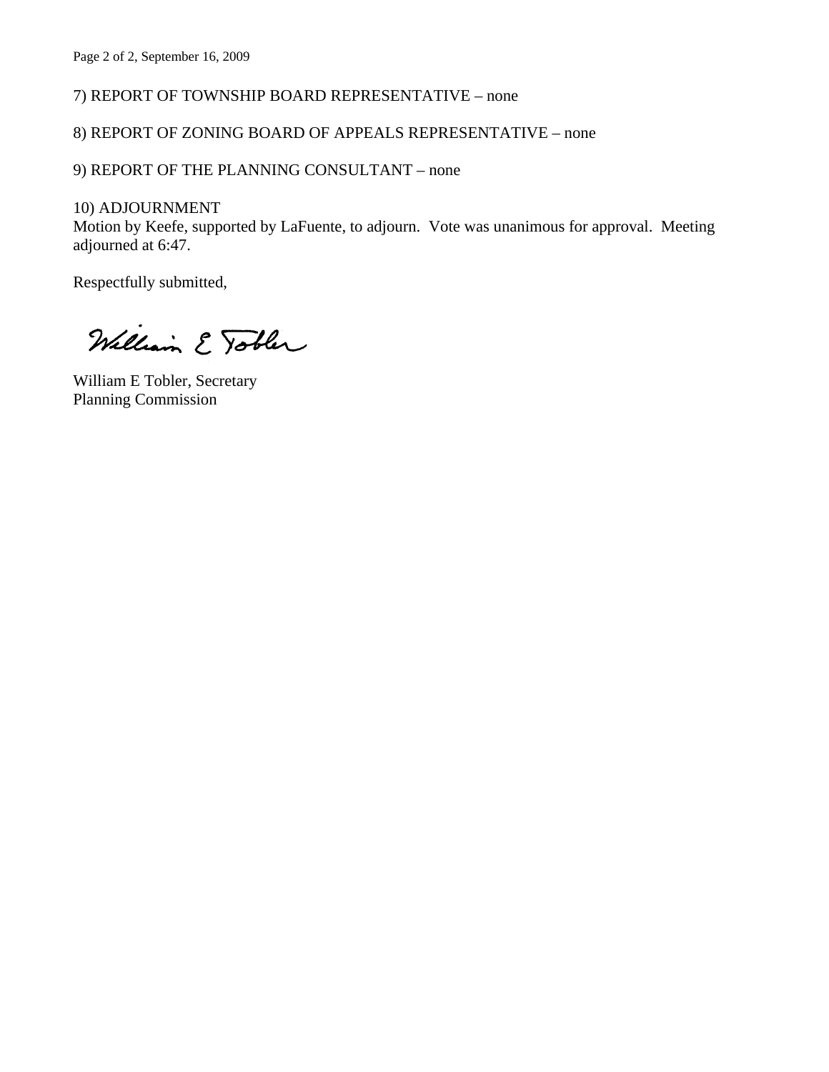7) REPORT OF TOWNSHIP BOARD REPRESENTATIVE – none

8) REPORT OF ZONING BOARD OF APPEALS REPRESENTATIVE – none

9) REPORT OF THE PLANNING CONSULTANT – none

10) ADJOURNMENT
Motion by Keefe, supported by LaFuente, to adjourn. Vote was unanimous for approval. Meeting adjourned at 6:47.

Respectfully submitted,

William E Tobler

William E Tobler, Secretary
Planning Commission